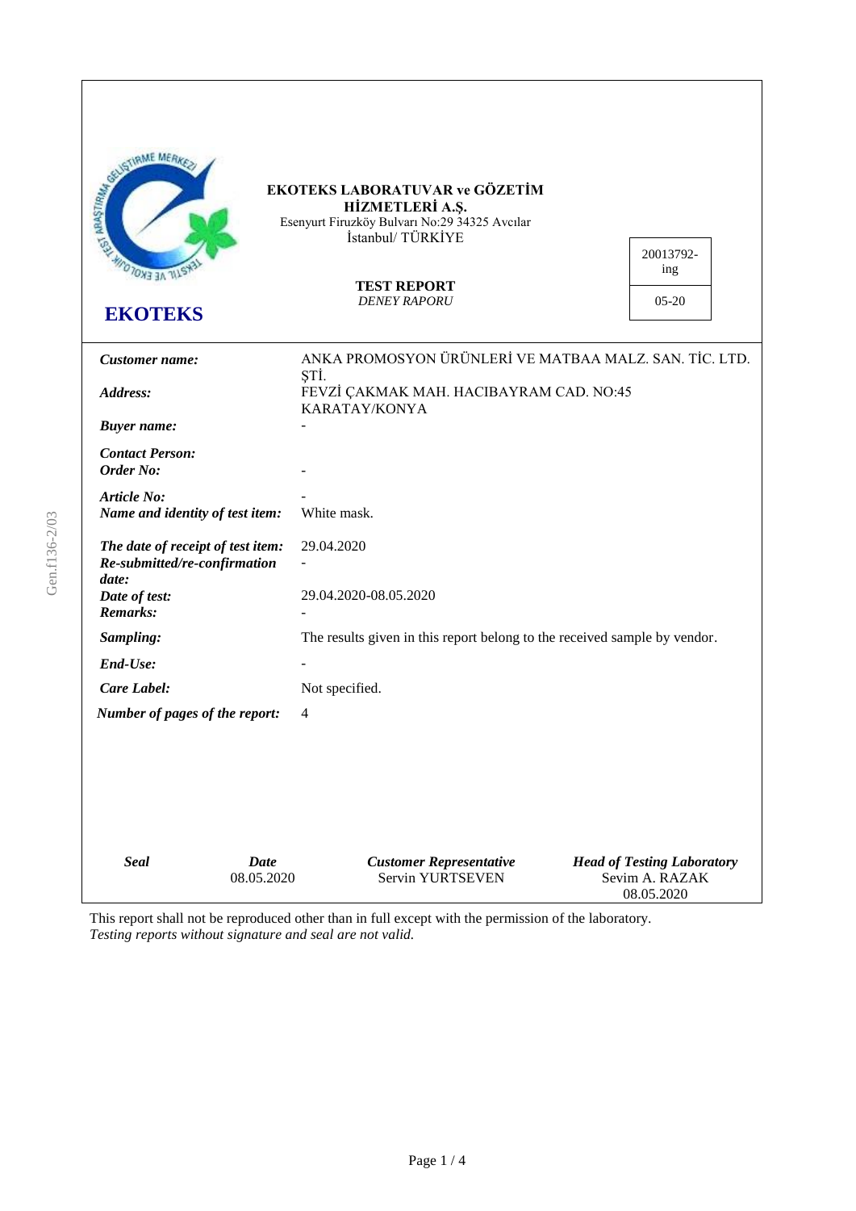**EKOTEKS**

**EKOTEKS LABORATUVAR ve GÖZETİM HİZMETLERİ A.Ş.**
Esenyurt Firuzköy Bulvarı No:29 34325 Avcılar
İstanbul/ TÜRKİYE

**TEST REPORT**
*DENEY RAPORU*

| 20013792-ing |
|---|
| 05-20 |

| | |
|---|---|
| ***Customer name:*** | ANKA PROMOSYON ÜRÜNLERİ VE MATBAA MALZ. SAN. TİC. LTD. ŞTİ. |
| ***Address:*** | FEVZİ ÇAKMAK MAH. HACIBAYRAM CAD. NO:45 KARATAY/KONYA |
| ***Buyer name:*** | - |
| ***Contact Person:*** | |
| ***Order No:*** | - |
| ***Article No:*** | - |
| ***Name and identity of test item:*** | White mask. |
| ***The date of receipt of test item:*** | 29.04.2020 |
| ***Re-submitted/re-confirmation date:*** | - |
| ***Date of test:*** | 29.04.2020-08.05.2020 |
| ***Remarks:*** | - |
| ***Sampling:*** | The results given in this report belong to the received sample by vendor. |
| ***End-Use:*** | - |
| ***Care Label:*** | Not specified. |
| ***Number of pages of the report:*** | 4 |

| ***Seal*** | ***Date*** | ***Customer Representative*** | ***Head of Testing Laboratory*** |
|---|---|---|---|
| | 08.05.2020 | Servin YURTSEVEN | Sevim A. RAZAK<br>08.05.2020 |

This report shall not be reproduced other than in full except with the permission of the laboratory.
*Testing reports without signature and seal are not valid.*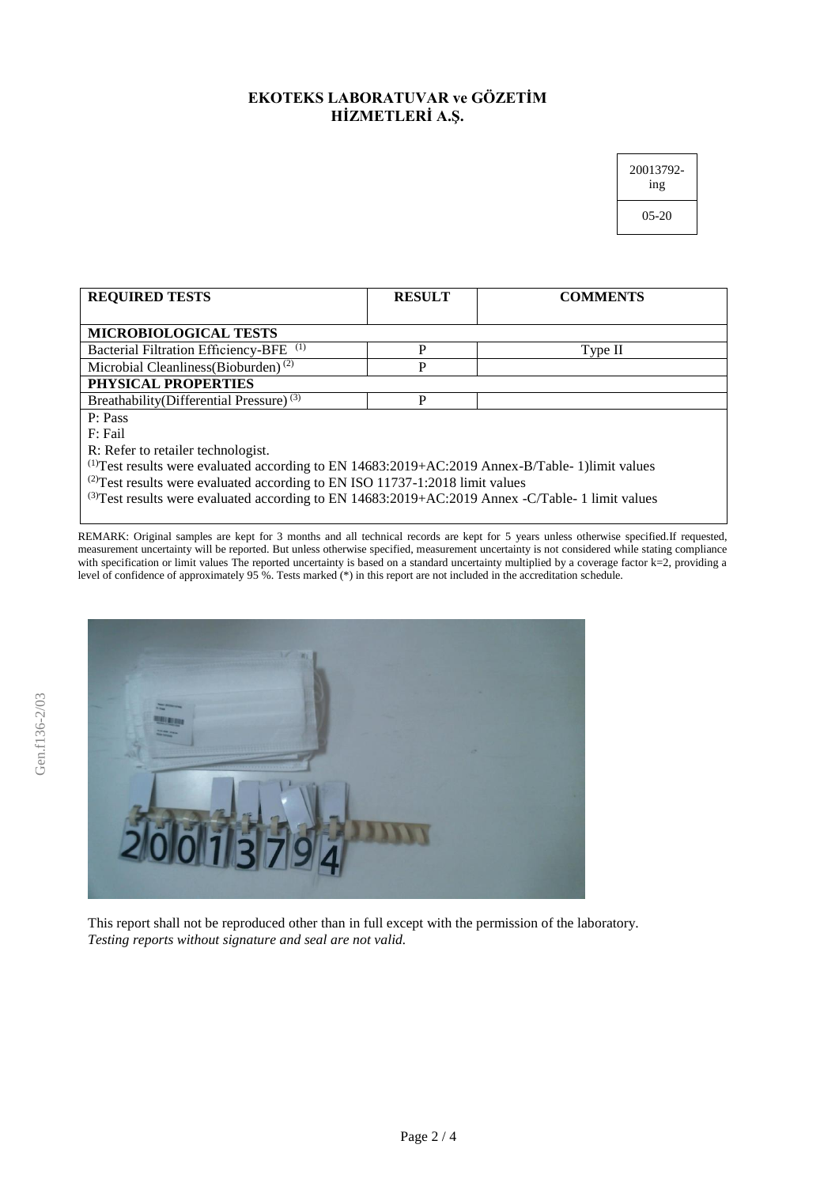**EKOTEKS LABORATUVAR ve GÖZETİM HİZMETLERİ A.Ş.**

| 20013792-ing |
|---|
| 05-20 |

| REQUIRED TESTS | RESULT | COMMENTS |
|---|---|---|
| **MICROBIOLOGICAL TESTS** | | |
| Bacterial Filtration Efficiency-BFE (1) | P | Type II |
| Microbial Cleanliness(Bioburden) (2) | P | |
| **PHYSICAL PROPERTIES** | | |
| Breathability(Differential Pressure) (3) | P | |

P: Pass
F: Fail
R: Refer to retailer technologist.
(1)Test results were evaluated according to EN 14683:2019+AC:2019 Annex-B/Table- 1)limit values
(2)Test results were evaluated according to EN ISO 11737-1:2018 limit values
(3)Test results were evaluated according to EN 14683:2019+AC:2019 Annex -C/Table- 1 limit values

REMARK: Original samples are kept for 3 months and all technical records are kept for 5 years unless otherwise specified.If requested, measurement uncertainty will be reported. But unless otherwise specified, measurement uncertainty is not considered while stating compliance with specification or limit values The reported uncertainty is based on a standard uncertainty multiplied by a coverage factor k=2, providing a level of confidence of approximately 95 %. Tests marked (*) in this report are not included in the accreditation schedule.

This report shall not be reproduced other than in full except with the permission of the laboratory.
*Testing reports without signature and seal are not valid.*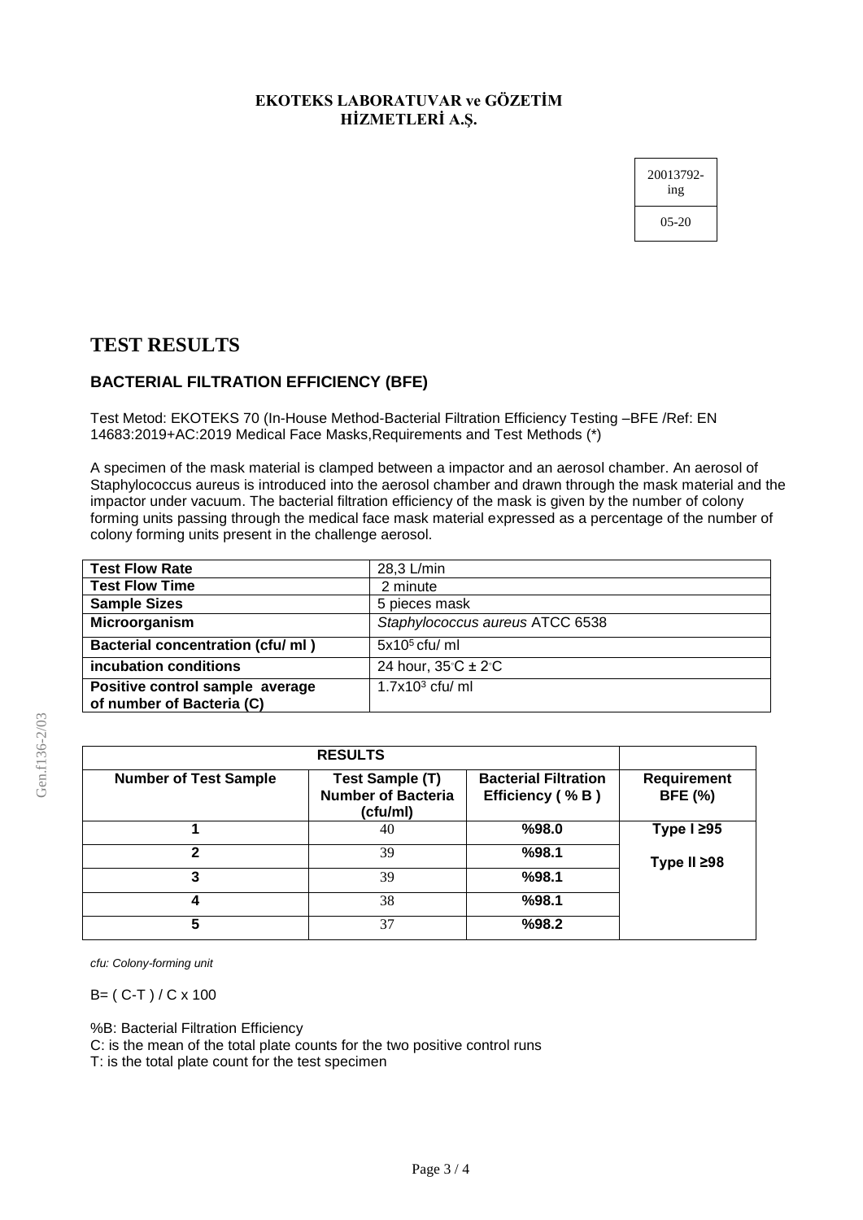**EKOTEKS LABORATUVAR ve GÖZETİM HİZMETLERİ A.Ş.**

| 20013792-ing |
|---|
| 05-20 |

# TEST RESULTS

## BACTERIAL FILTRATION EFFICIENCY (BFE)

Test Metod: EKOTEKS 70 (In-House Method-Bacterial Filtration Efficiency Testing –BFE /Ref: EN 14683:2019+AC:2019 Medical Face Masks,Requirements and Test Methods (*)

A specimen of the mask material is clamped between a impactor and an aerosol chamber. An aerosol of Staphylococcus aureus is introduced into the aerosol chamber and drawn through the mask material and the impactor under vacuum. The bacterial filtration efficiency of the mask is given by the number of colony forming units passing through the medical face mask material expressed as a percentage of the number of colony forming units present in the challenge aerosol.

| | |
|---|---|
| **Test Flow Rate** | 28,3 L/min |
| **Test Flow Time** | 2 minute |
| **Sample Sizes** | 5 pieces mask |
| **Microorganism** | *Staphylococcus aureus* ATCC 6538 |
| **Bacterial concentration (cfu/ ml )** | $5x10^5$ cfu/ ml |
| **incubation conditions** | 24 hour, 35°C ± 2°C |
| **Positive control sample average of number of Bacteria (C)** | $1.7x10^3$ cfu/ ml |

| **RESULTS** | | | |
|---|---|---|---|
| **Number of Test Sample** | **Test Sample (T) Number of Bacteria (cfu/ml)** | **Bacterial Filtration Efficiency ( % B )** | **Requirement BFE (%)** |
| **1** | 40 | **%98.0** | **Type I ≥95** |
| **2** | 39 | **%98.1** | **Type II ≥98** |
| **3** | 39 | **%98.1** | |
| **4** | 38 | **%98.1** | |
| **5** | 37 | **%98.2** | |

*cfu: Colony-forming unit*

B= ( C-T ) / C x 100

%B: Bacterial Filtration Efficiency

C: is the mean of the total plate counts for the two positive control runs

T: is the total plate count for the test specimen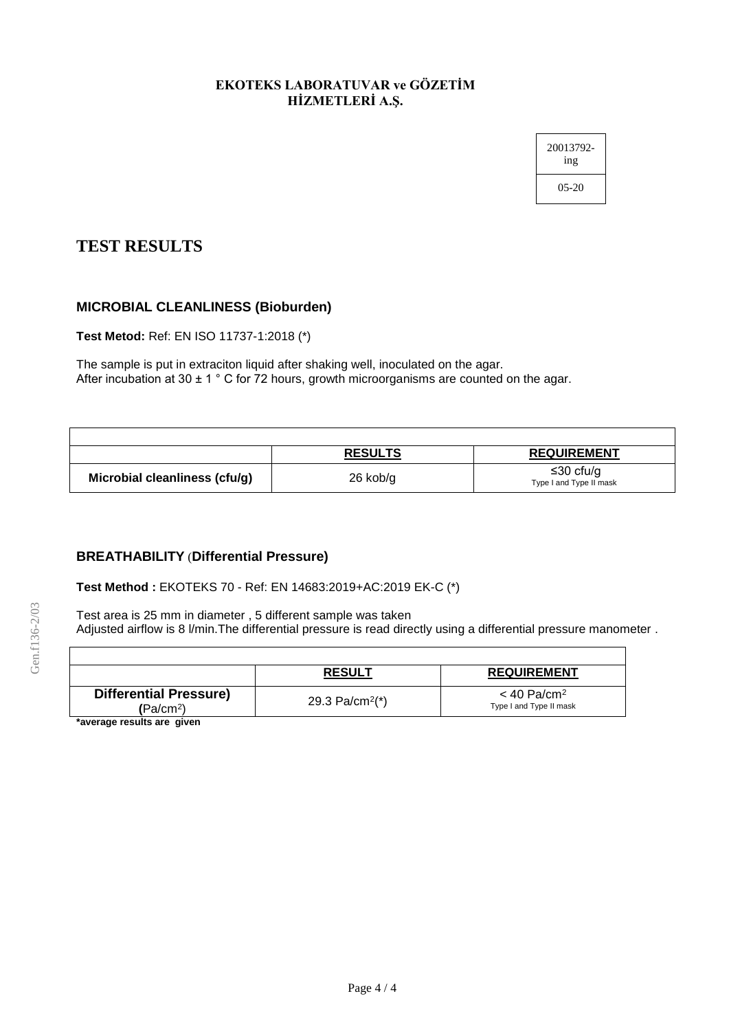**EKOTEKS LABORATUVAR ve GÖZETİM HİZMETLERİ A.Ş.**

| 20013792-ing |
| --- |
| 05-20 |

# TEST RESULTS

### MICROBIAL CLEANLINESS (Bioburden)

**Test Metod:** Ref: EN ISO 11737-1:2018 (*)

The sample is put in extraciton liquid after shaking well, inoculated on the agar.
After incubation at 30 ± 1 ° C for 72 hours, growth microorganisms are counted on the agar.

| | RESULTS | REQUIREMENT |
| --- | --- | --- |
| **Microbial cleanliness (cfu/g)** | 26 kob/g | ≤30 cfu/g<br>Type I and Type II mask |

### BREATHABILITY (Differential Pressure)

**Test Method :** EKOTEKS 70 - Ref: EN 14683:2019+AC:2019 EK-C (*)

Test area is 25 mm in diameter , 5 different sample was taken
Adjusted airflow is 8 l/min.The differential pressure is read directly using a differential pressure manometer .

| | RESULT | REQUIREMENT |
| --- | --- | --- |
| **Differential Pressure) (**Pa/cm$^2$) | 29.3 Pa/cm$^2$(*) | < 40 Pa/cm$^2$<br>Type I and Type II mask |

**\*average results are given**

Gen.f136-2/03